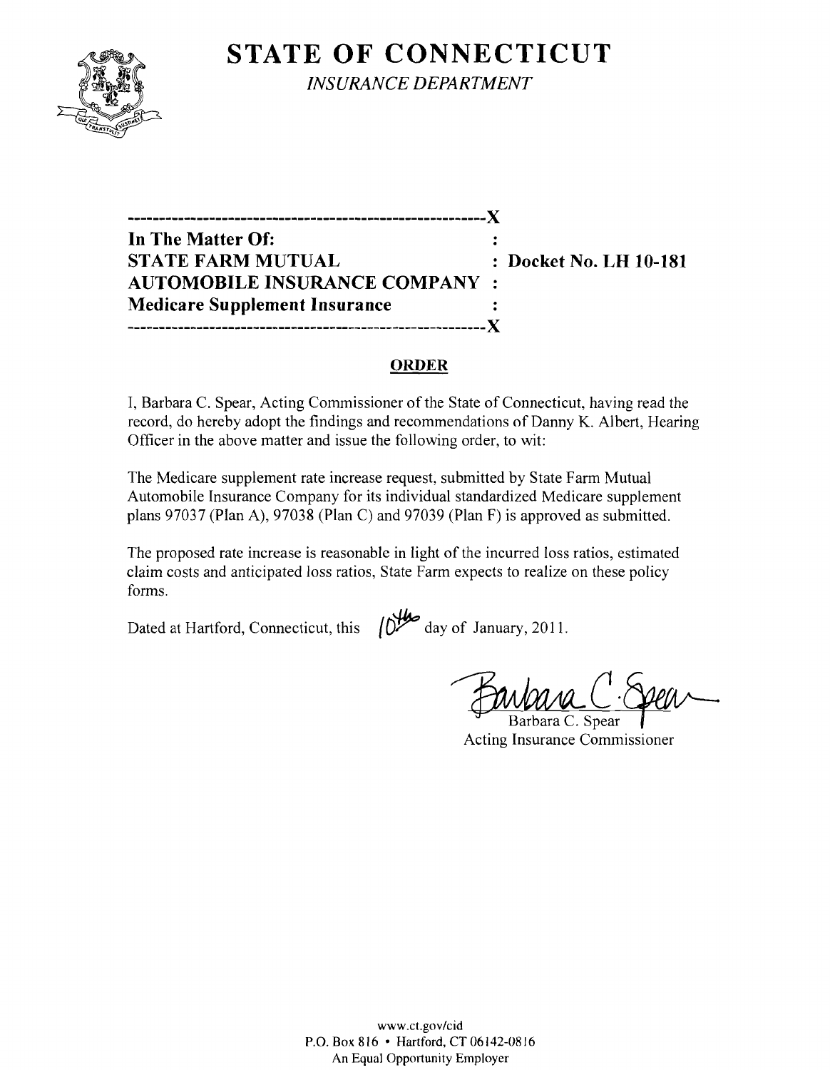# STATE OF CONNECTICUT

*INSURANCE DEPARTMENT*

---------------------------------------------------------X

**In The Matter Of:** :

**STATE FARM MUTUAL** : **Docket No. LH 10-181**

**AUTOMOBILE INSURANCE COMPANY** :

**Medicare Supplement Insurance** :

---------------------------------------------------------X

## ORDER

I, Barbara C. Spear, Acting Commissioner of the State of Connecticut, having read the record, do hereby adopt the findings and recommendations of Danny K. Albert, Hearing Officer in the above matter and issue the following order, to wit:

The Medicare supplement rate increase request, submitted by State Farm Mutual Automobile Insurance Company for its individual standardized Medicare supplement plans 97037 (Plan A), 97038 (Plan C) and 97039 (Plan F) is approved as submitted.

The proposed rate increase is reasonable in light of the incurred loss ratios, estimated claim costs and anticipated loss ratios, State Farm expects to realize on these policy forms.

Dated at Hartford, Connecticut, this 10th day of January, 2011.

Barbara C. Spear

Acting Insurance Commissioner

www.ct.gov/cid
P.O. Box 816 • Hartford, CT 06142-0816
An Equal Opportunity Employer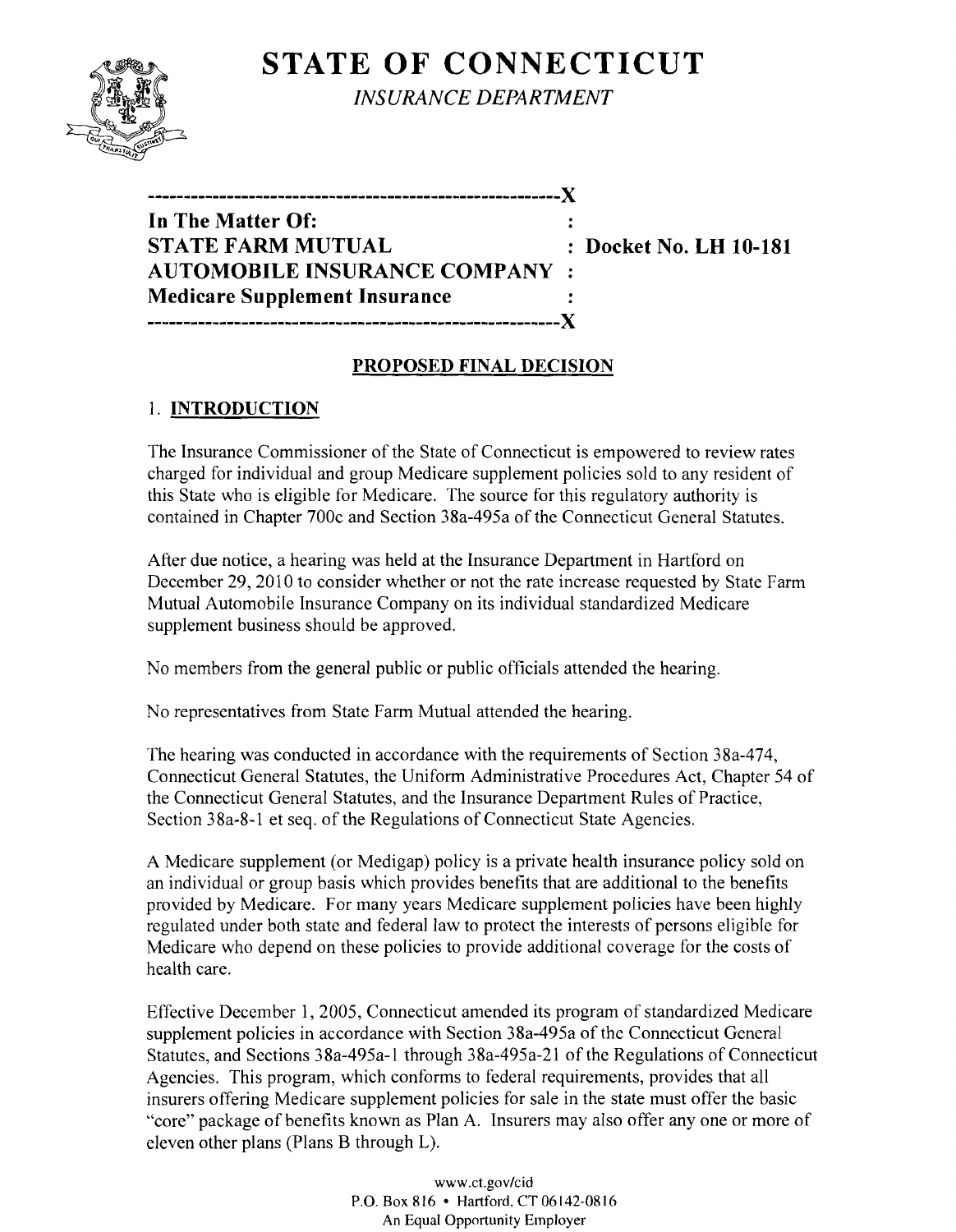# STATE OF CONNECTICUT

*INSURANCE DEPARTMENT*

---

**In The Matter Of:**
**STATE FARM MUTUAL** : **Docket No. LH 10-181**
**AUTOMOBILE INSURANCE COMPANY** :
**Medicare Supplement Insurance** :

---

## PROPOSED FINAL DECISION

### 1. INTRODUCTION

The Insurance Commissioner of the State of Connecticut is empowered to review rates charged for individual and group Medicare supplement policies sold to any resident of this State who is eligible for Medicare. The source for this regulatory authority is contained in Chapter 700c and Section 38a-495a of the Connecticut General Statutes.

After due notice, a hearing was held at the Insurance Department in Hartford on December 29, 2010 to consider whether or not the rate increase requested by State Farm Mutual Automobile Insurance Company on its individual standardized Medicare supplement business should be approved.

No members from the general public or public officials attended the hearing.

No representatives from State Farm Mutual attended the hearing.

The hearing was conducted in accordance with the requirements of Section 38a-474, Connecticut General Statutes, the Uniform Administrative Procedures Act, Chapter 54 of the Connecticut General Statutes, and the Insurance Department Rules of Practice, Section 38a-8-1 et seq. of the Regulations of Connecticut State Agencies.

A Medicare supplement (or Medigap) policy is a private health insurance policy sold on an individual or group basis which provides benefits that are additional to the benefits provided by Medicare. For many years Medicare supplement policies have been highly regulated under both state and federal law to protect the interests of persons eligible for Medicare who depend on these policies to provide additional coverage for the costs of health care.

Effective December 1, 2005, Connecticut amended its program of standardized Medicare supplement policies in accordance with Section 38a-495a of the Connecticut General Statutes, and Sections 38a-495a-1 through 38a-495a-21 of the Regulations of Connecticut Agencies. This program, which conforms to federal requirements, provides that all insurers offering Medicare supplement policies for sale in the state must offer the basic "core" package of benefits known as Plan A. Insurers may also offer any one or more of eleven other plans (Plans B through L).

www.ct.gov/cid
P.O. Box 816 • Hartford, CT 06142-0816
An Equal Opportunity Employer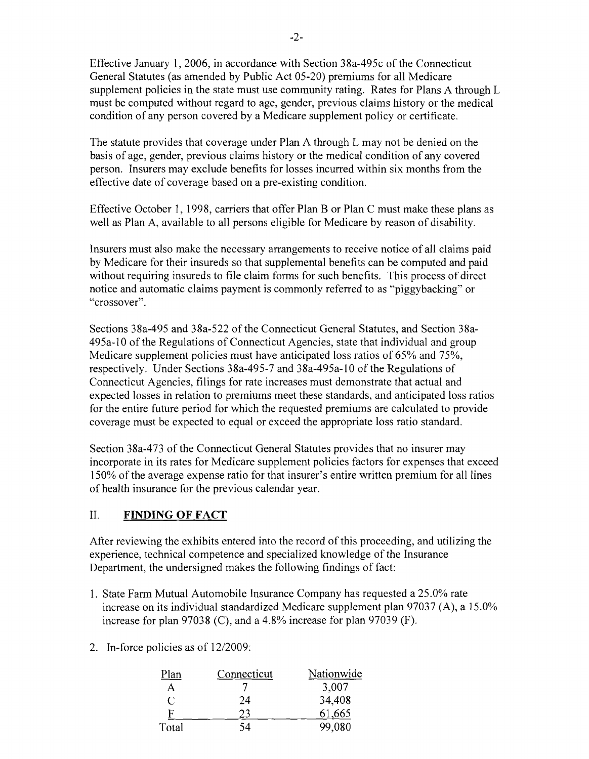Effective January 1, 2006, in accordance with Section 38a-495c of the Connecticut General Statutes (as amended by Public Act 05-20) premiums for all Medicare supplement policies in the state must use community rating. Rates for Plans A through L must be computed without regard to age, gender, previous claims history or the medical condition of any person covered by a Medicare supplement policy or certificate.

The statute provides that coverage under Plan A through L may not be denied on the basis of age, gender, previous claims history or the medical condition of any covered person. Insurers may exclude benefits for losses incurred within six months from the effective date of coverage based on a pre-existing condition.

Effective October 1, 1998, carriers that offer Plan B or Plan C must make these plans as well as Plan A, available to all persons eligible for Medicare by reason of disability.

Insurers must also make the necessary arrangements to receive notice of all claims paid by Medicare for their insureds so that supplemental benefits can be computed and paid without requiring insureds to file claim forms for such benefits. This process of direct notice and automatic claims payment is commonly referred to as "piggybacking" or "crossover".

Sections 38a-495 and 38a-522 of the Connecticut General Statutes, and Section 38a-495a-10 of the Regulations of Connecticut Agencies, state that individual and group Medicare supplement policies must have anticipated loss ratios of 65% and 75%, respectively. Under Sections 38a-495-7 and 38a-495a-10 of the Regulations of Connecticut Agencies, filings for rate increases must demonstrate that actual and expected losses in relation to premiums meet these standards, and anticipated loss ratios for the entire future period for which the requested premiums are calculated to provide coverage must be expected to equal or exceed the appropriate loss ratio standard.

Section 38a-473 of the Connecticut General Statutes provides that no insurer may incorporate in its rates for Medicare supplement policies factors for expenses that exceed 150% of the average expense ratio for that insurer's entire written premium for all lines of health insurance for the previous calendar year.

## II. FINDING OF FACT

After reviewing the exhibits entered into the record of this proceeding, and utilizing the experience, technical competence and specialized knowledge of the Insurance Department, the undersigned makes the following findings of fact:

1. State Farm Mutual Automobile Insurance Company has requested a 25.0% rate increase on its individual standardized Medicare supplement plan 97037 (A), a 15.0% increase for plan 97038 (C), and a 4.8% increase for plan 97039 (F).

2. In-force policies as of 12/2009:

| Plan | Connecticut | Nationwide |
|---|---|---|
| A | 7 | 3,007 |
| C | 24 | 34,408 |
| F | 23 | 61,665 |
| Total | 54 | 99,080 |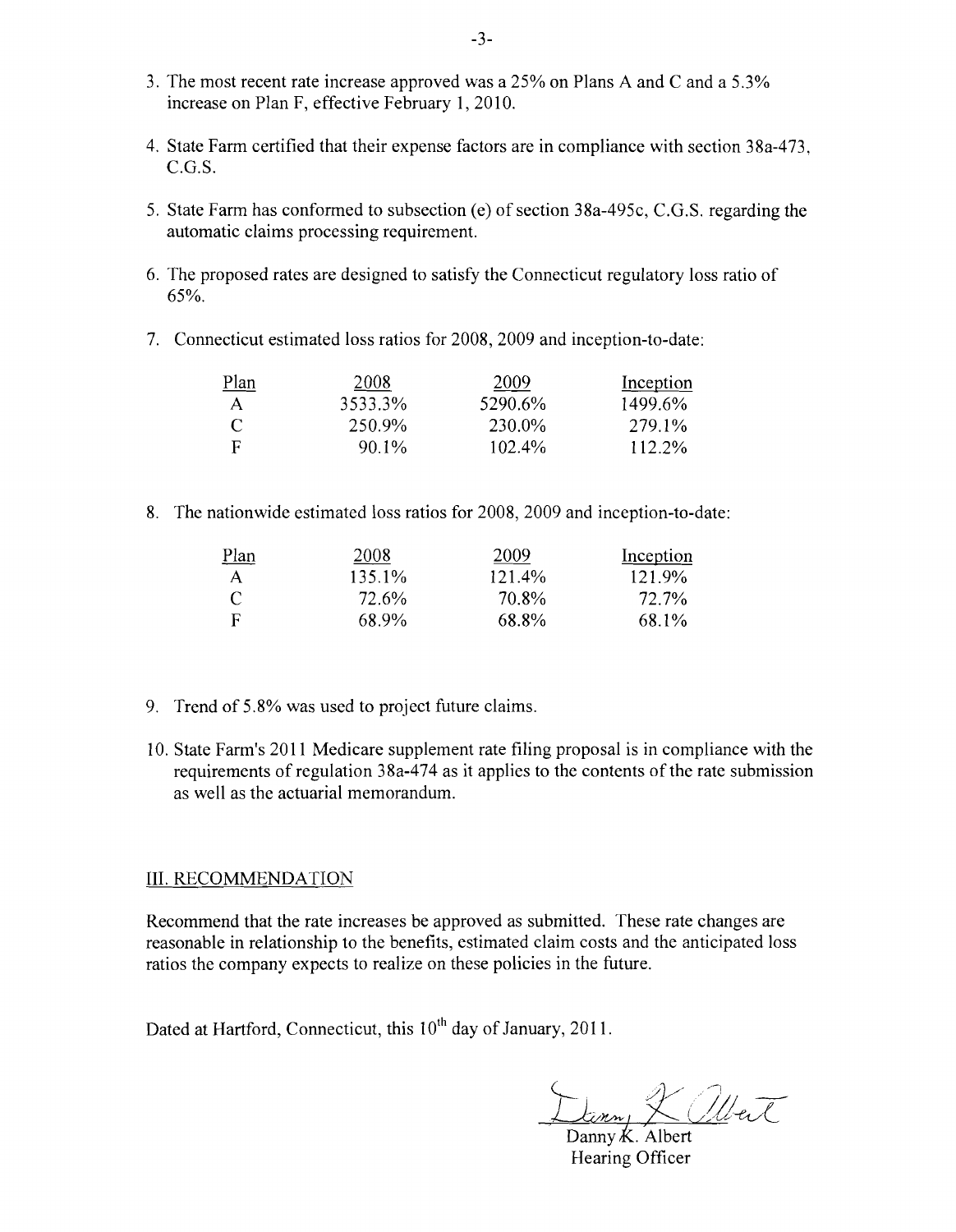3. The most recent rate increase approved was a 25% on Plans A and C and a 5.3% increase on Plan F, effective February 1, 2010.

4. State Farm certified that their expense factors are in compliance with section 38a-473, C.G.S.

5. State Farm has conformed to subsection (e) of section 38a-495c, C.G.S. regarding the automatic claims processing requirement.

6. The proposed rates are designed to satisfy the Connecticut regulatory loss ratio of 65%.

7. Connecticut estimated loss ratios for 2008, 2009 and inception-to-date:

| Plan | 2008 | 2009 | Inception |
|---|---|---|---|
| A | 3533.3% | 5290.6% | 1499.6% |
| C | 250.9% | 230.0% | 279.1% |
| F | 90.1% | 102.4% | 112.2% |

8. The nationwide estimated loss ratios for 2008, 2009 and inception-to-date:

| Plan | 2008 | 2009 | Inception |
|---|---|---|---|
| A | 135.1% | 121.4% | 121.9% |
| C | 72.6% | 70.8% | 72.7% |
| F | 68.9% | 68.8% | 68.1% |

9. Trend of 5.8% was used to project future claims.

10. State Farm's 2011 Medicare supplement rate filing proposal is in compliance with the requirements of regulation 38a-474 as it applies to the contents of the rate submission as well as the actuarial memorandum.

## III. RECOMMENDATION

Recommend that the rate increases be approved as submitted. These rate changes are reasonable in relationship to the benefits, estimated claim costs and the anticipated loss ratios the company expects to realize on these policies in the future.

Dated at Hartford, Connecticut, this 10th day of January, 2011.

Danny K. Albert
Hearing Officer